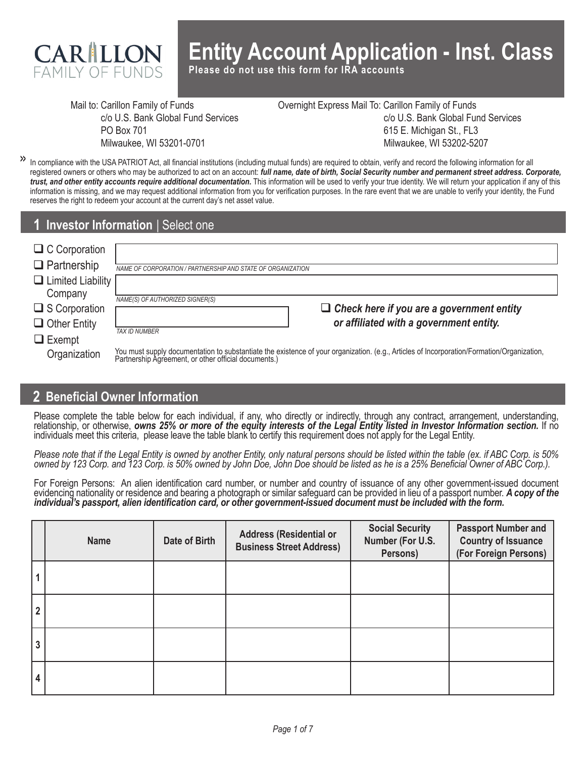# Entity Account Application - Inst. Class

**Please do not use this form for IRA accounts**

CARILLON FAMILY OF FUNDS

Mail to: Carillon Family of Funds
c/o U.S. Bank Global Fund Services
PO Box 701
Milwaukee, WI 53201-0701

Overnight Express Mail To: Carillon Family of Funds
c/o U.S. Bank Global Fund Services
615 E. Michigan St., FL3
Milwaukee, WI 53202-5207

» In compliance with the USA PATRIOT Act, all financial institutions (including mutual funds) are required to obtain, verify and record the following information for all registered owners or others who may be authorized to act on an account: ***full name, date of birth, Social Security number and permanent street address. Corporate, trust, and other entity accounts require additional documentation.*** This information will be used to verify your true identity. We will return your application if any of this information is missing, and we may request additional information from you for verification purposes. In the rare event that we are unable to verify your identity, the Fund reserves the right to redeem your account at the current day's net asset value.

## 1 Investor Information | Select one

- ❑ C Corporation
- ❑ Partnership
- ❑ Limited Liability Company
- ❑ S Corporation
- ❑ Other Entity
- ❑ Exempt Organization

NAME OF CORPORATION / PARTNERSHIP AND STATE OF ORGANIZATION: ____________________

NAME(S) OF AUTHORIZED SIGNER(S): ____________________

TAX ID NUMBER: ____________________

❑ ***Check here if you are a government entity or affiliated with a government entity.***

You must supply documentation to substantiate the existence of your organization. (e.g., Articles of Incorporation/Formation/Organization, Partnership Agreement, or other official documents.)

## 2 Beneficial Owner Information

Please complete the table below for each individual, if any, who directly or indirectly, through any contract, arrangement, understanding, relationship, or otherwise, ***owns 25% or more of the equity interests of the Legal Entity listed in Investor Information section.*** If no individuals meet this criteria, please leave the table blank to certify this requirement does not apply for the Legal Entity.

*Please note that if the Legal Entity is owned by another Entity, only natural persons should be listed within the table (ex. if ABC Corp. is 50% owned by 123 Corp. and 123 Corp. is 50% owned by John Doe, John Doe should be listed as he is a 25% Beneficial Owner of ABC Corp.).*

For Foreign Persons: An alien identification card number, or number and country of issuance of any other government-issued document evidencing nationality or residence and bearing a photograph or similar safeguard can be provided in lieu of a passport number. ***A copy of the individual's passport, alien identification card, or other government-issued document must be included with the form.***

| | Name | Date of Birth | Address (Residential or Business Street Address) | Social Security Number (For U.S. Persons) | Passport Number and Country of Issuance (For Foreign Persons) |
|---|---|---|---|---|---|
| 1 | | | | | |
| 2 | | | | | |
| 3 | | | | | |
| 4 | | | | | |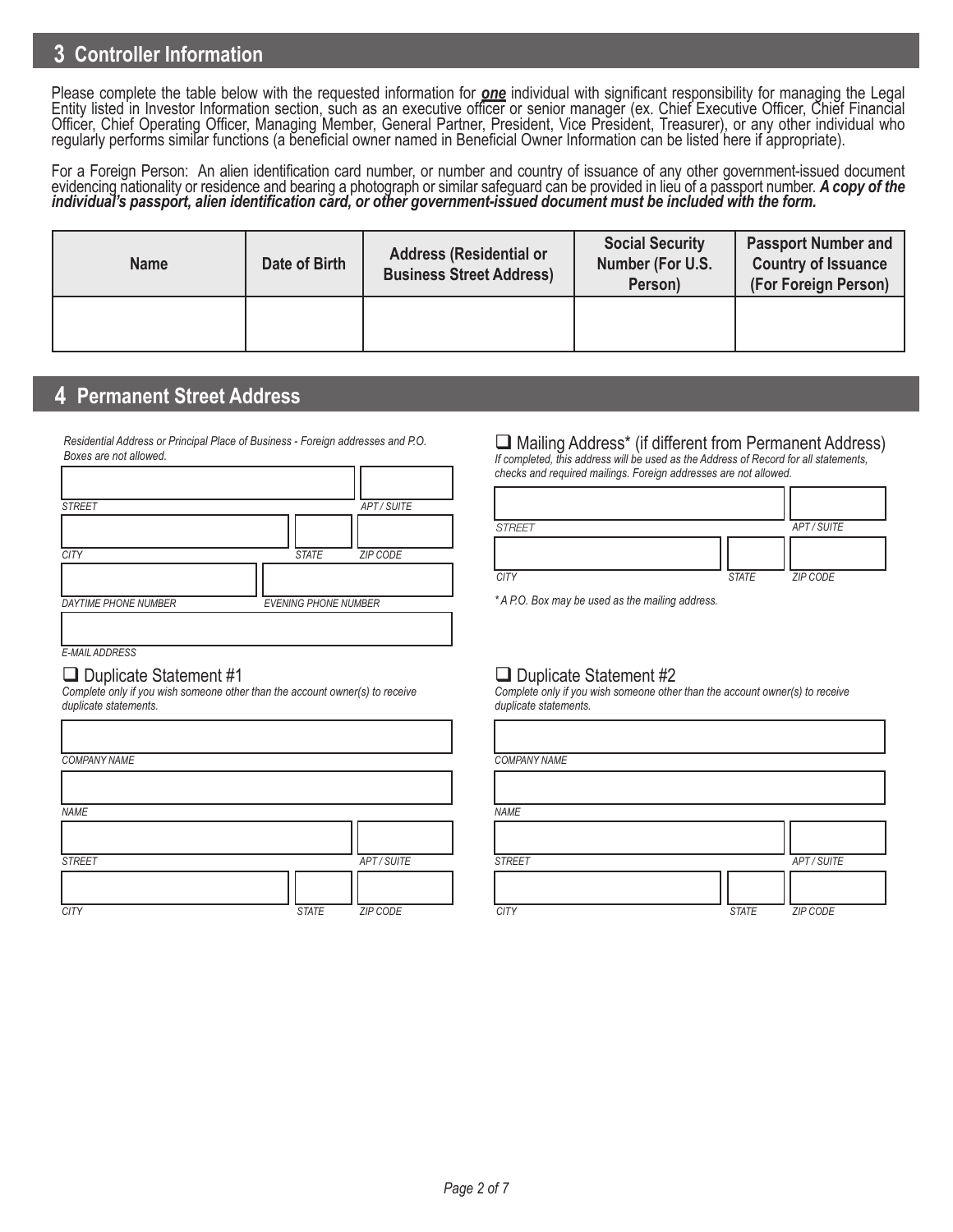## 3 Controller Information

Please complete the table below with the requested information for ***one*** individual with significant responsibility for managing the Legal Entity listed in Investor Information section, such as an executive officer or senior manager (ex. Chief Executive Officer, Chief Financial Officer, Chief Operating Officer, Managing Member, General Partner, President, Vice President, Treasurer), or any other individual who regularly performs similar functions (a beneficial owner named in Beneficial Owner Information can be listed here if appropriate).

For a Foreign Person: An alien identification card number, or number and country of issuance of any other government-issued document evidencing nationality or residence and bearing a photograph or similar safeguard can be provided in lieu of a passport number. ***A copy of the individual's passport, alien identification card, or other government-issued document must be included with the form.***

| Name | Date of Birth | Address (Residential or Business Street Address) | Social Security Number (For U.S. Person) | Passport Number and Country of Issuance (For Foreign Person) |
|---|---|---|---|---|
| | | | | |

## 4 Permanent Street Address

*Residential Address or Principal Place of Business - Foreign addresses and P.O. Boxes are not allowed.*

STREET | APT / SUITE

CITY | STATE | ZIP CODE

DAYTIME PHONE NUMBER | EVENING PHONE NUMBER

E-MAIL ADDRESS

☐ Mailing Address* (if different from Permanent Address)

*If completed, this address will be used as the Address of Record for all statements, checks and required mailings. Foreign addresses are not allowed.*

STREET | APT / SUITE

CITY | STATE | ZIP CODE

*\* A P.O. Box may be used as the mailing address.*

☐ Duplicate Statement #1

*Complete only if you wish someone other than the account owner(s) to receive duplicate statements.*

COMPANY NAME

NAME

STREET | APT / SUITE

CITY | STATE | ZIP CODE

☐ Duplicate Statement #2

*Complete only if you wish someone other than the account owner(s) to receive duplicate statements.*

COMPANY NAME

NAME

STREET | APT / SUITE

CITY | STATE | ZIP CODE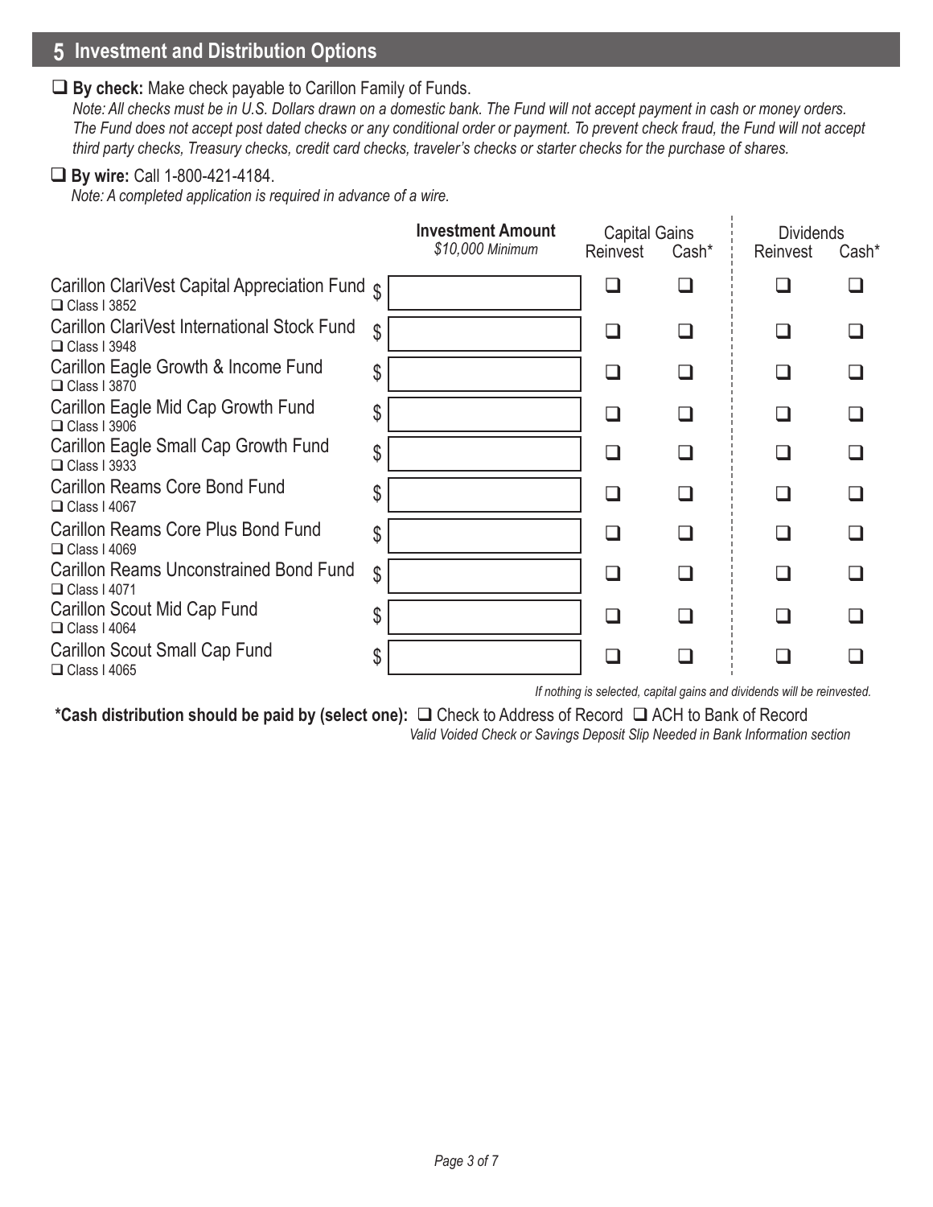## 5 Investment and Distribution Options

☐ **By check:** Make check payable to Carillon Family of Funds.

*Note: All checks must be in U.S. Dollars drawn on a domestic bank. The Fund will not accept payment in cash or money orders. The Fund does not accept post dated checks or any conditional order or payment. To prevent check fraud, the Fund will not accept third party checks, Treasury checks, credit card checks, traveler's checks or starter checks for the purchase of shares.*

☐ **By wire:** Call 1-800-421-4184.

*Note: A completed application is required in advance of a wire.*

| | Investment Amount *$10,000 Minimum* | Capital Gains | | Dividends | |
|---|---|---|---|---|---|
| | | Reinvest | Cash* | Reinvest | Cash* |
| Carillon ClariVest Capital Appreciation Fund ☐ Class I 3852 | $ | ☐ | ☐ | ☐ | ☐ |
| Carillon ClariVest International Stock Fund ☐ Class I 3948 | $ | ☐ | ☐ | ☐ | ☐ |
| Carillon Eagle Growth & Income Fund ☐ Class I 3870 | $ | ☐ | ☐ | ☐ | ☐ |
| Carillon Eagle Mid Cap Growth Fund ☐ Class I 3906 | $ | ☐ | ☐ | ☐ | ☐ |
| Carillon Eagle Small Cap Growth Fund ☐ Class I 3933 | $ | ☐ | ☐ | ☐ | ☐ |
| Carillon Reams Core Bond Fund ☐ Class I 4067 | $ | ☐ | ☐ | ☐ | ☐ |
| Carillon Reams Core Plus Bond Fund ☐ Class I 4069 | $ | ☐ | ☐ | ☐ | ☐ |
| Carillon Reams Unconstrained Bond Fund ☐ Class I 4071 | $ | ☐ | ☐ | ☐ | ☐ |
| Carillon Scout Mid Cap Fund ☐ Class I 4064 | $ | ☐ | ☐ | ☐ | ☐ |
| Carillon Scout Small Cap Fund ☐ Class I 4065 | $ | ☐ | ☐ | ☐ | ☐ |

*If nothing is selected, capital gains and dividends will be reinvested.*

***Cash distribution should be paid by (select one):** ☐ Check to Address of Record ☐ ACH to Bank of Record

*Valid Voided Check or Savings Deposit Slip Needed in Bank Information section*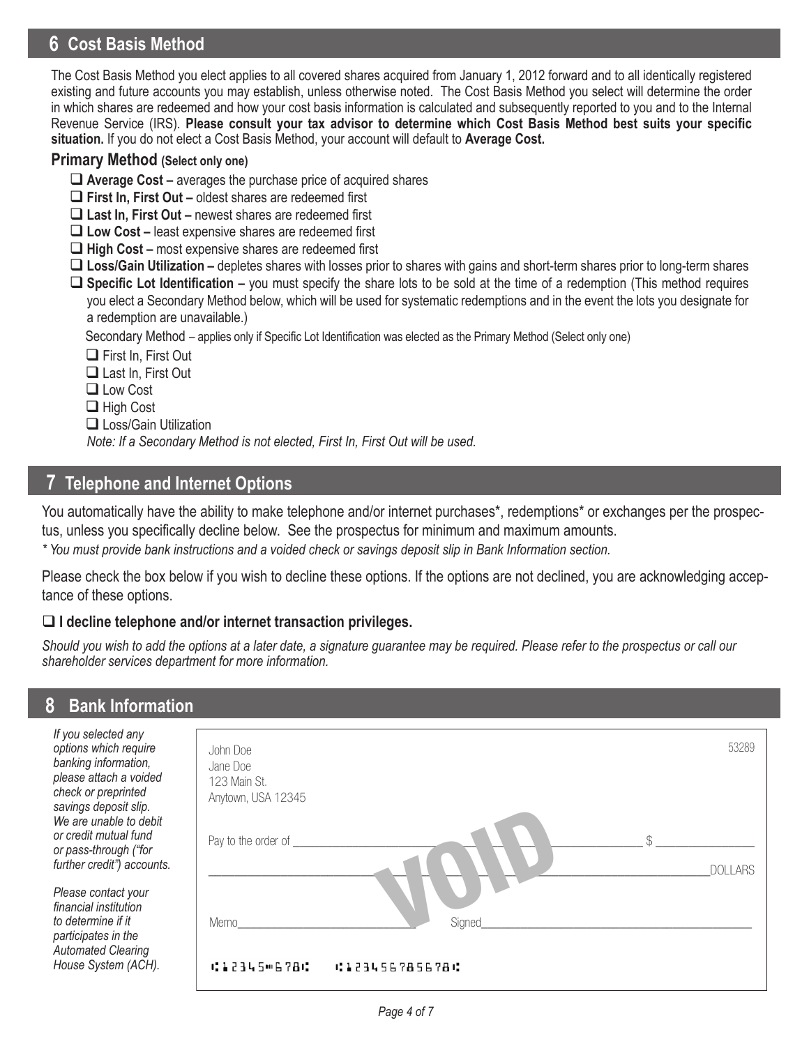## 6 Cost Basis Method

The Cost Basis Method you elect applies to all covered shares acquired from January 1, 2012 forward and to all identically registered existing and future accounts you may establish, unless otherwise noted. The Cost Basis Method you select will determine the order in which shares are redeemed and how your cost basis information is calculated and subsequently reported to you and to the Internal Revenue Service (IRS). **Please consult your tax advisor to determine which Cost Basis Method best suits your specific situation.** If you do not elect a Cost Basis Method, your account will default to **Average Cost.**

### Primary Method (Select only one)

- ❑ **Average Cost –** averages the purchase price of acquired shares
- ❑ **First In, First Out –** oldest shares are redeemed first
- ❑ **Last In, First Out –** newest shares are redeemed first
- ❑ **Low Cost –** least expensive shares are redeemed first
- ❑ **High Cost –** most expensive shares are redeemed first
- ❑ **Loss/Gain Utilization –** depletes shares with losses prior to shares with gains and short-term shares prior to long-term shares
- ❑ **Specific Lot Identification –** you must specify the share lots to be sold at the time of a redemption (This method requires you elect a Secondary Method below, which will be used for systematic redemptions and in the event the lots you designate for a redemption are unavailable.)

Secondary Method – applies only if Specific Lot Identification was elected as the Primary Method (Select only one)

- ❑ First In, First Out
- ❑ Last In, First Out
- ❑ Low Cost
- ❑ High Cost
- ❑ Loss/Gain Utilization

*Note: If a Secondary Method is not elected, First In, First Out will be used.*

## 7 Telephone and Internet Options

You automatically have the ability to make telephone and/or internet purchases*, redemptions* or exchanges per the prospectus, unless you specifically decline below. See the prospectus for minimum and maximum amounts.

*\* You must provide bank instructions and a voided check or savings deposit slip in Bank Information section.*

Please check the box below if you wish to decline these options. If the options are not declined, you are acknowledging acceptance of these options.

❑ **I decline telephone and/or internet transaction privileges.**

*Should you wish to add the options at a later date, a signature guarantee may be required. Please refer to the prospectus or call our shareholder services department for more information.*

## 8 Bank Information

*If you selected any options which require banking information, please attach a voided check or preprinted savings deposit slip. We are unable to debit or credit mutual fund or pass-through ("for further credit") accounts.*

*Please contact your financial institution to determine if it participates in the Automated Clearing House System (ACH).*

John Doe
Jane Doe
123 Main St.
Anytown, USA 12345

53289

Pay to the order of ______________________ $ __________

______________________________________ DOLLARS

VOID

Memo______________________ Signed______________________

⑆12345⑉678⑆ ⑆12345678S678⑆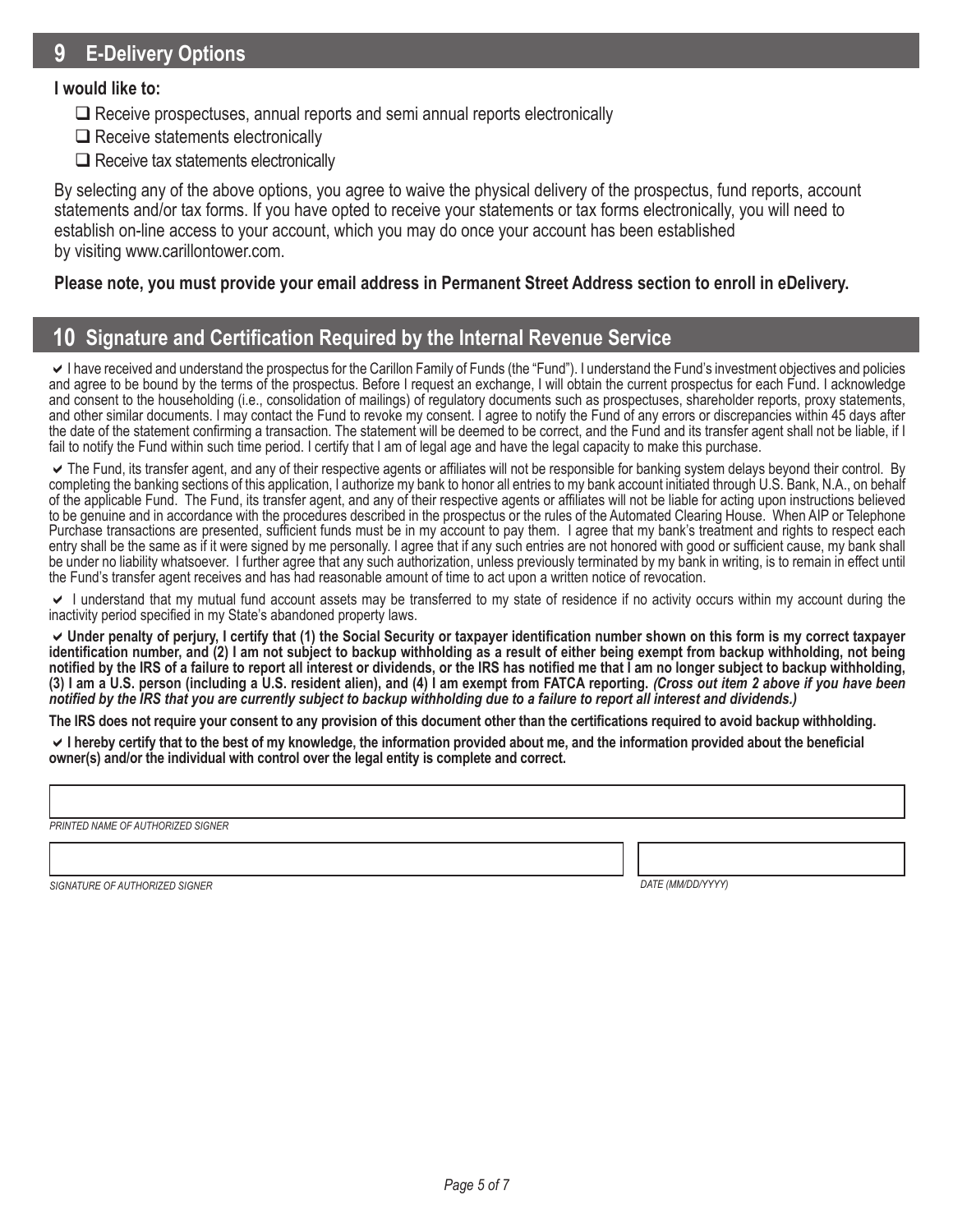## 9 E-Delivery Options

**I would like to:**

- ❑ Receive prospectuses, annual reports and semi annual reports electronically
- ❑ Receive statements electronically
- ❑ Receive tax statements electronically

By selecting any of the above options, you agree to waive the physical delivery of the prospectus, fund reports, account statements and/or tax forms. If you have opted to receive your statements or tax forms electronically, you will need to establish on-line access to your account, which you may do once your account has been established by visiting www.carillontower.com.

**Please note, you must provide your email address in Permanent Street Address section to enroll in eDelivery.**

## 10 Signature and Certification Required by the Internal Revenue Service

✔ I have received and understand the prospectus for the Carillon Family of Funds (the "Fund"). I understand the Fund's investment objectives and policies and agree to be bound by the terms of the prospectus. Before I request an exchange, I will obtain the current prospectus for each Fund. I acknowledge and consent to the householding (i.e., consolidation of mailings) of regulatory documents such as prospectuses, shareholder reports, proxy statements, and other similar documents. I may contact the Fund to revoke my consent. I agree to notify the Fund of any errors or discrepancies within 45 days after the date of the statement confirming a transaction. The statement will be deemed to be correct, and the Fund and its transfer agent shall not be liable, if I fail to notify the Fund within such time period. I certify that I am of legal age and have the legal capacity to make this purchase.

✔ The Fund, its transfer agent, and any of their respective agents or affiliates will not be responsible for banking system delays beyond their control. By completing the banking sections of this application, I authorize my bank to honor all entries to my bank account initiated through U.S. Bank, N.A., on behalf of the applicable Fund. The Fund, its transfer agent, and any of their respective agents or affiliates will not be liable for acting upon instructions believed to be genuine and in accordance with the procedures described in the prospectus or the rules of the Automated Clearing House. When AIP or Telephone Purchase transactions are presented, sufficient funds must be in my account to pay them. I agree that my bank's treatment and rights to respect each entry shall be the same as if it were signed by me personally. I agree that if any such entries are not honored with good or sufficient cause, my bank shall be under no liability whatsoever. I further agree that any such authorization, unless previously terminated by my bank in writing, is to remain in effect until the Fund's transfer agent receives and has had reasonable amount of time to act upon a written notice of revocation.

✔ I understand that my mutual fund account assets may be transferred to my state of residence if no activity occurs within my account during the inactivity period specified in my State's abandoned property laws.

✔ **Under penalty of perjury, I certify that (1) the Social Security or taxpayer identification number shown on this form is my correct taxpayer identification number, and (2) I am not subject to backup withholding as a result of either being exempt from backup withholding, not being notified by the IRS of a failure to report all interest or dividends, or the IRS has notified me that I am no longer subject to backup withholding, (3) I am a U.S. person (including a U.S. resident alien), and (4) I am exempt from FATCA reporting.** ***(Cross out item 2 above if you have been notified by the IRS that you are currently subject to backup withholding due to a failure to report all interest and dividends.)***

**The IRS does not require your consent to any provision of this document other than the certifications required to avoid backup withholding.**

✔ **I hereby certify that to the best of my knowledge, the information provided about me, and the information provided about the beneficial owner(s) and/or the individual with control over the legal entity is complete and correct.**

*PRINTED NAME OF AUTHORIZED SIGNER*

*SIGNATURE OF AUTHORIZED SIGNER*

*DATE (MM/DD/YYYY)*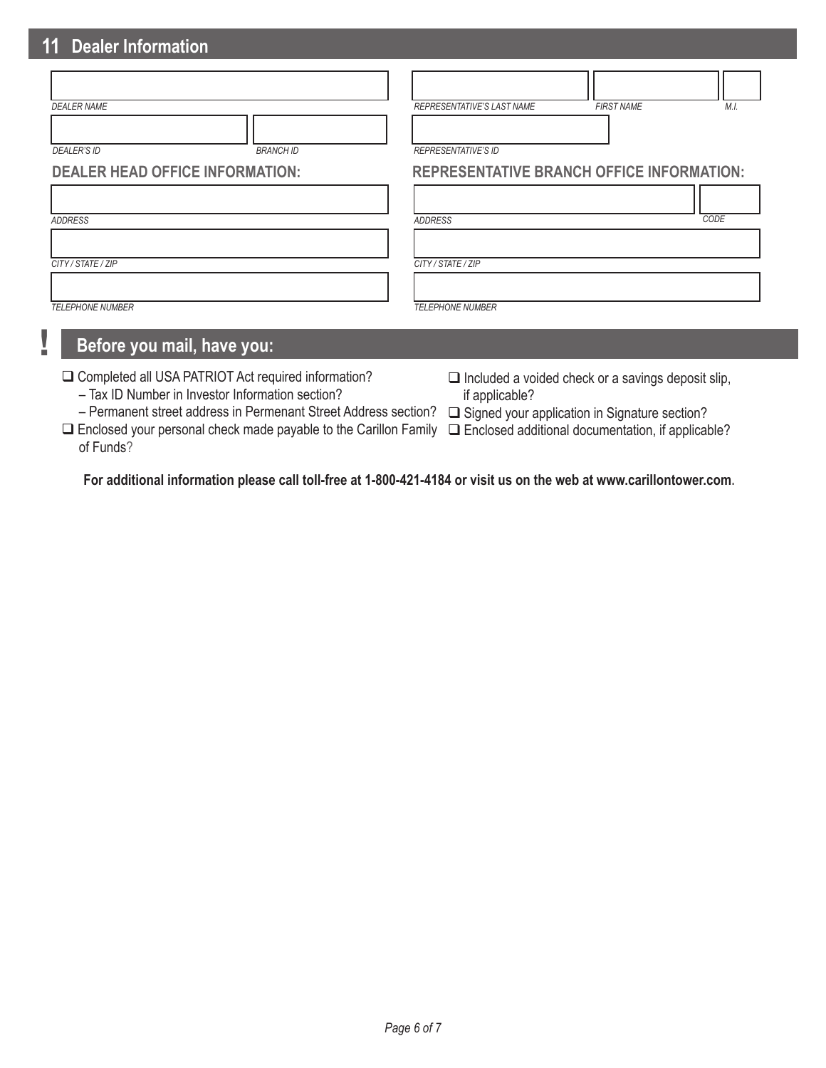## 11 Dealer Information

DEALER NAME

DEALER'S ID

BRANCH ID

REPRESENTATIVE'S LAST NAME

FIRST NAME

M.I.

REPRESENTATIVE'S ID

### DEALER HEAD OFFICE INFORMATION:

ADDRESS

CITY / STATE / ZIP

TELEPHONE NUMBER

### REPRESENTATIVE BRANCH OFFICE INFORMATION:

ADDRESS

CODE

CITY / STATE / ZIP

TELEPHONE NUMBER

## ! Before you mail, have you:

- ❑ Completed all USA PATRIOT Act required information?
  - – Tax ID Number in Investor Information section?
  - – Permanent street address in Permenant Street Address section?
- ❑ Enclosed your personal check made payable to the Carillon Family of Funds?
- ❑ Included a voided check or a savings deposit slip, if applicable?
- ❑ Signed your application in Signature section?
- ❑ Enclosed additional documentation, if applicable?

**For additional information please call toll-free at 1-800-421-4184 or visit us on the web at www.carillontower.com.**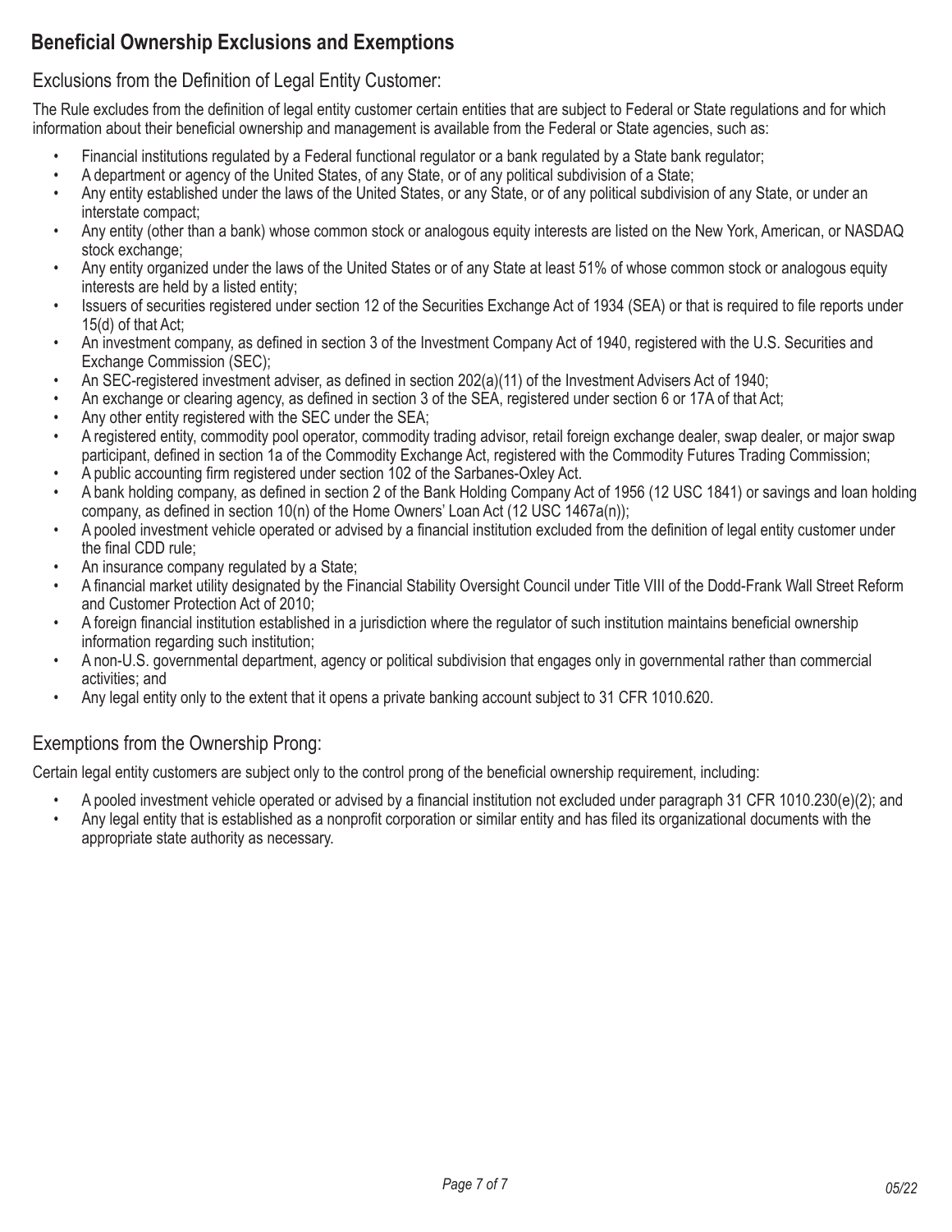## Beneficial Ownership Exclusions and Exemptions

### Exclusions from the Definition of Legal Entity Customer:

The Rule excludes from the definition of legal entity customer certain entities that are subject to Federal or State regulations and for which information about their beneficial ownership and management is available from the Federal or State agencies, such as:

- Financial institutions regulated by a Federal functional regulator or a bank regulated by a State bank regulator;
- A department or agency of the United States, of any State, or of any political subdivision of a State;
- Any entity established under the laws of the United States, or any State, or of any political subdivision of any State, or under an interstate compact;
- Any entity (other than a bank) whose common stock or analogous equity interests are listed on the New York, American, or NASDAQ stock exchange;
- Any entity organized under the laws of the United States or of any State at least 51% of whose common stock or analogous equity interests are held by a listed entity;
- Issuers of securities registered under section 12 of the Securities Exchange Act of 1934 (SEA) or that is required to file reports under 15(d) of that Act;
- An investment company, as defined in section 3 of the Investment Company Act of 1940, registered with the U.S. Securities and Exchange Commission (SEC);
- An SEC-registered investment adviser, as defined in section 202(a)(11) of the Investment Advisers Act of 1940;
- An exchange or clearing agency, as defined in section 3 of the SEA, registered under section 6 or 17A of that Act;
- Any other entity registered with the SEC under the SEA;
- A registered entity, commodity pool operator, commodity trading advisor, retail foreign exchange dealer, swap dealer, or major swap participant, defined in section 1a of the Commodity Exchange Act, registered with the Commodity Futures Trading Commission;
- A public accounting firm registered under section 102 of the Sarbanes-Oxley Act.
- A bank holding company, as defined in section 2 of the Bank Holding Company Act of 1956 (12 USC 1841) or savings and loan holding company, as defined in section 10(n) of the Home Owners' Loan Act (12 USC 1467a(n));
- A pooled investment vehicle operated or advised by a financial institution excluded from the definition of legal entity customer under the final CDD rule;
- An insurance company regulated by a State;
- A financial market utility designated by the Financial Stability Oversight Council under Title VIII of the Dodd-Frank Wall Street Reform and Customer Protection Act of 2010;
- A foreign financial institution established in a jurisdiction where the regulator of such institution maintains beneficial ownership information regarding such institution;
- A non-U.S. governmental department, agency or political subdivision that engages only in governmental rather than commercial activities; and
- Any legal entity only to the extent that it opens a private banking account subject to 31 CFR 1010.620.

### Exemptions from the Ownership Prong:

Certain legal entity customers are subject only to the control prong of the beneficial ownership requirement, including:

- A pooled investment vehicle operated or advised by a financial institution not excluded under paragraph 31 CFR 1010.230(e)(2); and
- Any legal entity that is established as a nonprofit corporation or similar entity and has filed its organizational documents with the appropriate state authority as necessary.